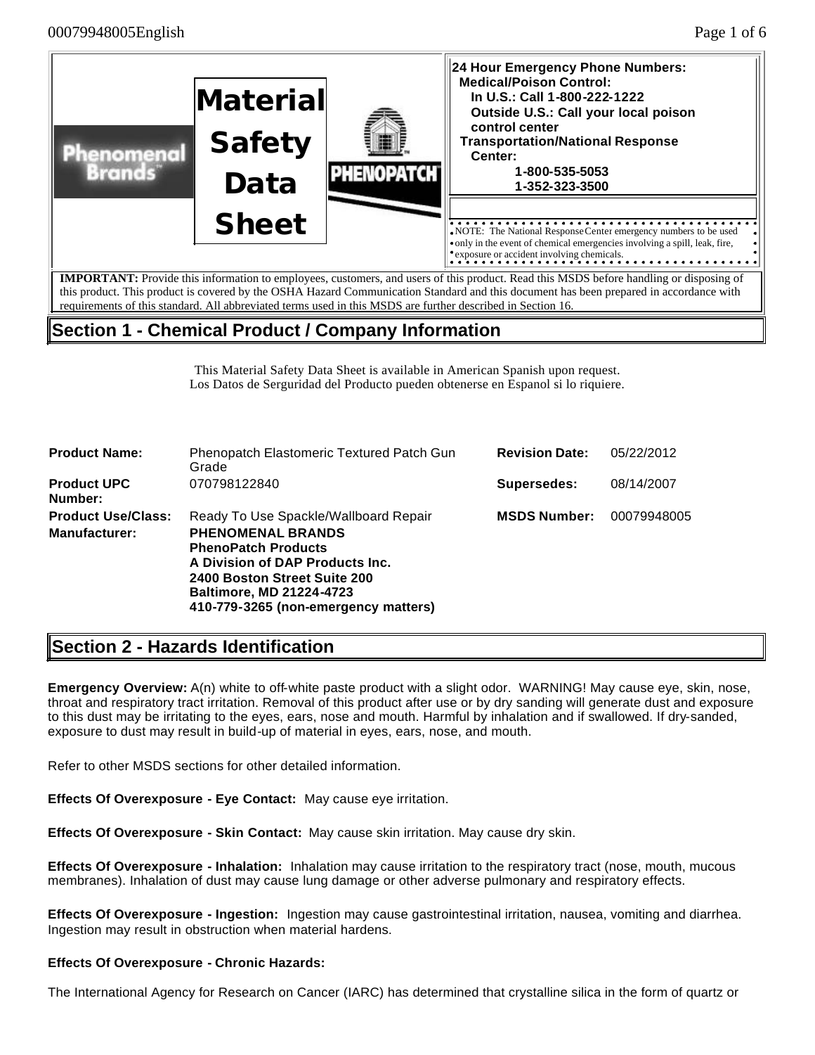# Material Safety Data Sheet

**24 Hour Emergency Phone Numbers:**
**Medical/Poison Control:**
**In U.S.: Call 1-800-222-1222**
**Outside U.S.: Call your local poison control center**
**Transportation/National Response Center:**
**1-800-535-5053**
**1-352-323-3500**

NOTE: The National Response Center emergency numbers to be used only in the event of chemical emergencies involving a spill, leak, fire, exposure or accident involving chemicals.

**IMPORTANT:** Provide this information to employees, customers, and users of this product. Read this MSDS before handling or disposing of this product. This product is covered by the OSHA Hazard Communication Standard and this document has been prepared in accordance with requirements of this standard. All abbreviated terms used in this MSDS are further described in Section 16.

## Section 1 - Chemical Product / Company Information

This Material Safety Data Sheet is available in American Spanish upon request.
Los Datos de Serguridad del Producto pueden obtenerse en Espanol si lo riquiere.

| | | | |
|---|---|---|---|
| **Product Name:** | Phenopatch Elastomeric Textured Patch Gun Grade | **Revision Date:** | 05/22/2012 |
| **Product UPC Number:** | 070798122840 | **Supersedes:** | 08/14/2007 |
| **Product Use/Class:** | Ready To Use Spackle/Wallboard Repair | **MSDS Number:** | 00079948005 |
| **Manufacturer:** | **PHENOMENAL BRANDS**<br>**PhenoPatch Products**<br>**A Division of DAP Products Inc.**<br>**2400 Boston Street Suite 200**<br>**Baltimore, MD 21224-4723**<br>**410-779-3265 (non-emergency matters)** | | |

## Section 2 - Hazards Identification

**Emergency Overview:** A(n) white to off-white paste product with a slight odor. WARNING! May cause eye, skin, nose, throat and respiratory tract irritation. Removal of this product after use or by dry sanding will generate dust and exposure to this dust may be irritating to the eyes, ears, nose and mouth. Harmful by inhalation and if swallowed. If dry-sanded, exposure to dust may result in build-up of material in eyes, ears, nose, and mouth.

Refer to other MSDS sections for other detailed information.

**Effects Of Overexposure - Eye Contact:** May cause eye irritation.

**Effects Of Overexposure - Skin Contact:** May cause skin irritation. May cause dry skin.

**Effects Of Overexposure - Inhalation:** Inhalation may cause irritation to the respiratory tract (nose, mouth, mucous membranes). Inhalation of dust may cause lung damage or other adverse pulmonary and respiratory effects.

**Effects Of Overexposure - Ingestion:** Ingestion may cause gastrointestinal irritation, nausea, vomiting and diarrhea. Ingestion may result in obstruction when material hardens.

**Effects Of Overexposure - Chronic Hazards:**

The International Agency for Research on Cancer (IARC) has determined that crystalline silica in the form of quartz or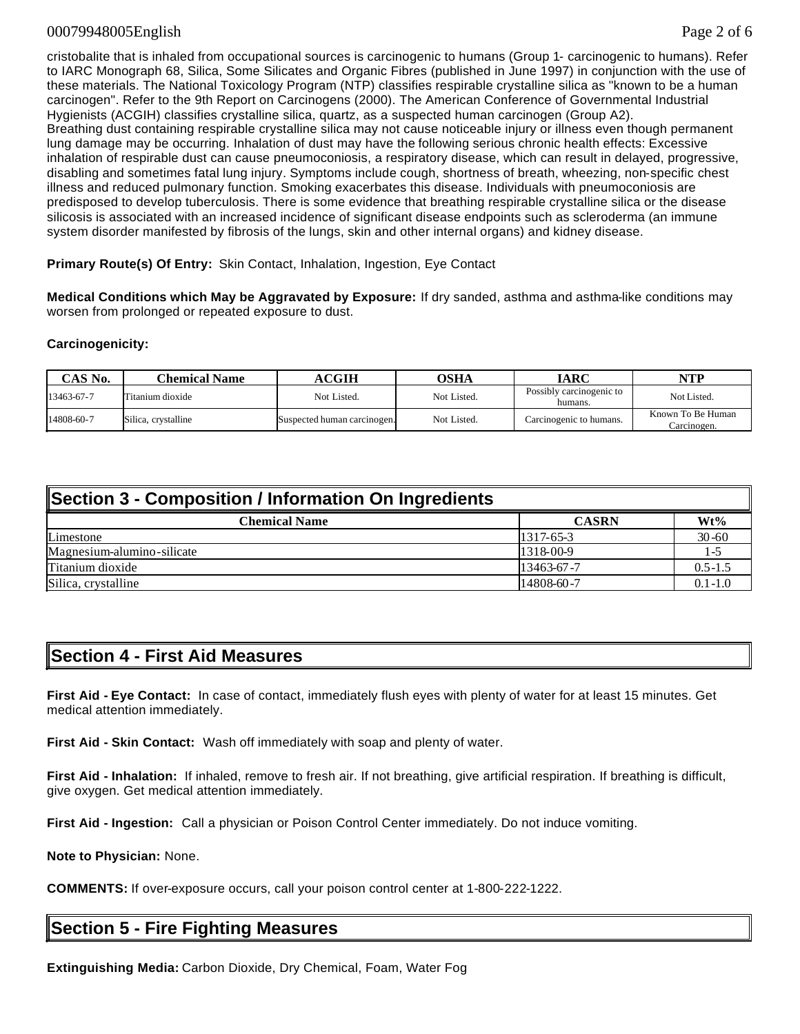cristobalite that is inhaled from occupational sources is carcinogenic to humans (Group 1- carcinogenic to humans). Refer to IARC Monograph 68, Silica, Some Silicates and Organic Fibres (published in June 1997) in conjunction with the use of these materials. The National Toxicology Program (NTP) classifies respirable crystalline silica as "known to be a human carcinogen". Refer to the 9th Report on Carcinogens (2000). The American Conference of Governmental Industrial Hygienists (ACGIH) classifies crystalline silica, quartz, as a suspected human carcinogen (Group A2).
Breathing dust containing respirable crystalline silica may not cause noticeable injury or illness even though permanent lung damage may be occurring. Inhalation of dust may have the following serious chronic health effects: Excessive inhalation of respirable dust can cause pneumoconiosis, a respiratory disease, which can result in delayed, progressive, disabling and sometimes fatal lung injury. Symptoms include cough, shortness of breath, wheezing, non-specific chest illness and reduced pulmonary function. Smoking exacerbates this disease. Individuals with pneumoconiosis are predisposed to develop tuberculosis. There is some evidence that breathing respirable crystalline silica or the disease silicosis is associated with an increased incidence of significant disease endpoints such as scleroderma (an immune system disorder manifested by fibrosis of the lungs, skin and other internal organs) and kidney disease.

**Primary Route(s) Of Entry:** Skin Contact, Inhalation, Ingestion, Eye Contact

**Medical Conditions which May be Aggravated by Exposure:** If dry sanded, asthma and asthma-like conditions may worsen from prolonged or repeated exposure to dust.

**Carcinogenicity:**

| CAS No. | Chemical Name | ACGIH | OSHA | IARC | NTP |
|---|---|---|---|---|---|
| 13463-67-7 | Titanium dioxide | Not Listed. | Not Listed. | Possibly carcinogenic to humans. | Not Listed. |
| 14808-60-7 | Silica, crystalline | Suspected human carcinogen. | Not Listed. | Carcinogenic to humans. | Known To Be Human Carcinogen. |

## Section 3 - Composition / Information On Ingredients

| Chemical Name | CASRN | Wt% |
|---|---|---|
| Limestone | 1317-65-3 | 30-60 |
| Magnesium-alumino-silicate | 1318-00-9 | 1-5 |
| Titanium dioxide | 13463-67-7 | 0.5-1.5 |
| Silica, crystalline | 14808-60-7 | 0.1-1.0 |

## Section 4 - First Aid Measures

**First Aid - Eye Contact:** In case of contact, immediately flush eyes with plenty of water for at least 15 minutes. Get medical attention immediately.

**First Aid - Skin Contact:** Wash off immediately with soap and plenty of water.

**First Aid - Inhalation:** If inhaled, remove to fresh air. If not breathing, give artificial respiration. If breathing is difficult, give oxygen. Get medical attention immediately.

**First Aid - Ingestion:** Call a physician or Poison Control Center immediately. Do not induce vomiting.

**Note to Physician:** None.

**COMMENTS:** If over-exposure occurs, call your poison control center at 1-800-222-1222.

## Section 5 - Fire Fighting Measures

**Extinguishing Media:** Carbon Dioxide, Dry Chemical, Foam, Water Fog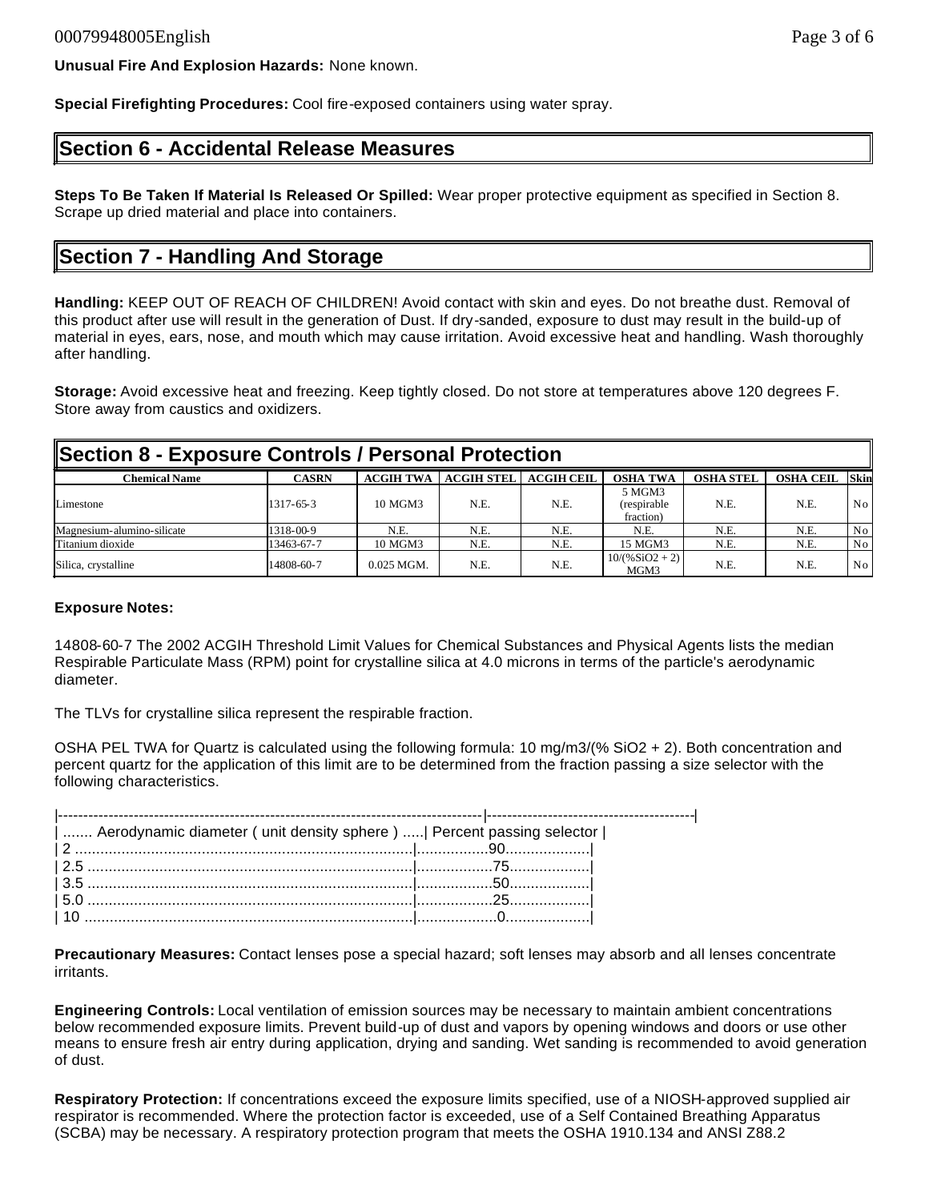**Unusual Fire And Explosion Hazards:** None known.

**Special Firefighting Procedures:** Cool fire-exposed containers using water spray.

## Section 6 - Accidental Release Measures

**Steps To Be Taken If Material Is Released Or Spilled:** Wear proper protective equipment as specified in Section 8. Scrape up dried material and place into containers.

## Section 7 - Handling And Storage

**Handling:** KEEP OUT OF REACH OF CHILDREN! Avoid contact with skin and eyes. Do not breathe dust. Removal of this product after use will result in the generation of Dust. If dry-sanded, exposure to dust may result in the build-up of material in eyes, ears, nose, and mouth which may cause irritation. Avoid excessive heat and handling. Wash thoroughly after handling.

**Storage:** Avoid excessive heat and freezing. Keep tightly closed. Do not store at temperatures above 120 degrees F. Store away from caustics and oxidizers.

## Section 8 - Exposure Controls / Personal Protection

| Chemical Name | CASRN | ACGIH TWA | ACGIH STEL | ACGIH CEIL | OSHA TWA | OSHA STEL | OSHA CEIL | Skin |
|---|---|---|---|---|---|---|---|---|
| Limestone | 1317-65-3 | 10 MGM3 | N.E. | N.E. | 5 MGM3 (respirable fraction) | N.E. | N.E. | No |
| Magnesium-alumino-silicate | 1318-00-9 | N.E. | N.E. | N.E. | N.E. | N.E. | N.E. | No |
| Titanium dioxide | 13463-67-7 | 10 MGM3 | N.E. | N.E. | 15 MGM3 | N.E. | N.E. | No |
| Silica, crystalline | 14808-60-7 | 0.025 MGM. | N.E. | N.E. | 10/(%SiO2 + 2) MGM3 | N.E. | N.E. | No |

**Exposure Notes:**

14808-60-7 The 2002 ACGIH Threshold Limit Values for Chemical Substances and Physical Agents lists the median Respirable Particulate Mass (RPM) point for crystalline silica at 4.0 microns in terms of the particle's aerodynamic diameter.

The TLVs for crystalline silica represent the respirable fraction.

OSHA PEL TWA for Quartz is calculated using the following formula: 10 mg/m3/(% $SiO_2$ + 2). Both concentration and percent quartz for the application of this limit are to be determined from the fraction passing a size selector with the following characteristics.

| Aerodynamic diameter ( unit density sphere ) | Percent passing selector |
|---|---|
| 2 | 90 |
| 2.5 | 75 |
| 3.5 | 50 |
| 5.0 | 25 |
| 10 | 0 |

**Precautionary Measures:** Contact lenses pose a special hazard; soft lenses may absorb and all lenses concentrate irritants.

**Engineering Controls:** Local ventilation of emission sources may be necessary to maintain ambient concentrations below recommended exposure limits. Prevent build-up of dust and vapors by opening windows and doors or use other means to ensure fresh air entry during application, drying and sanding. Wet sanding is recommended to avoid generation of dust.

**Respiratory Protection:** If concentrations exceed the exposure limits specified, use of a NIOSH-approved supplied air respirator is recommended. Where the protection factor is exceeded, use of a Self Contained Breathing Apparatus (SCBA) may be necessary. A respiratory protection program that meets the OSHA 1910.134 and ANSI Z88.2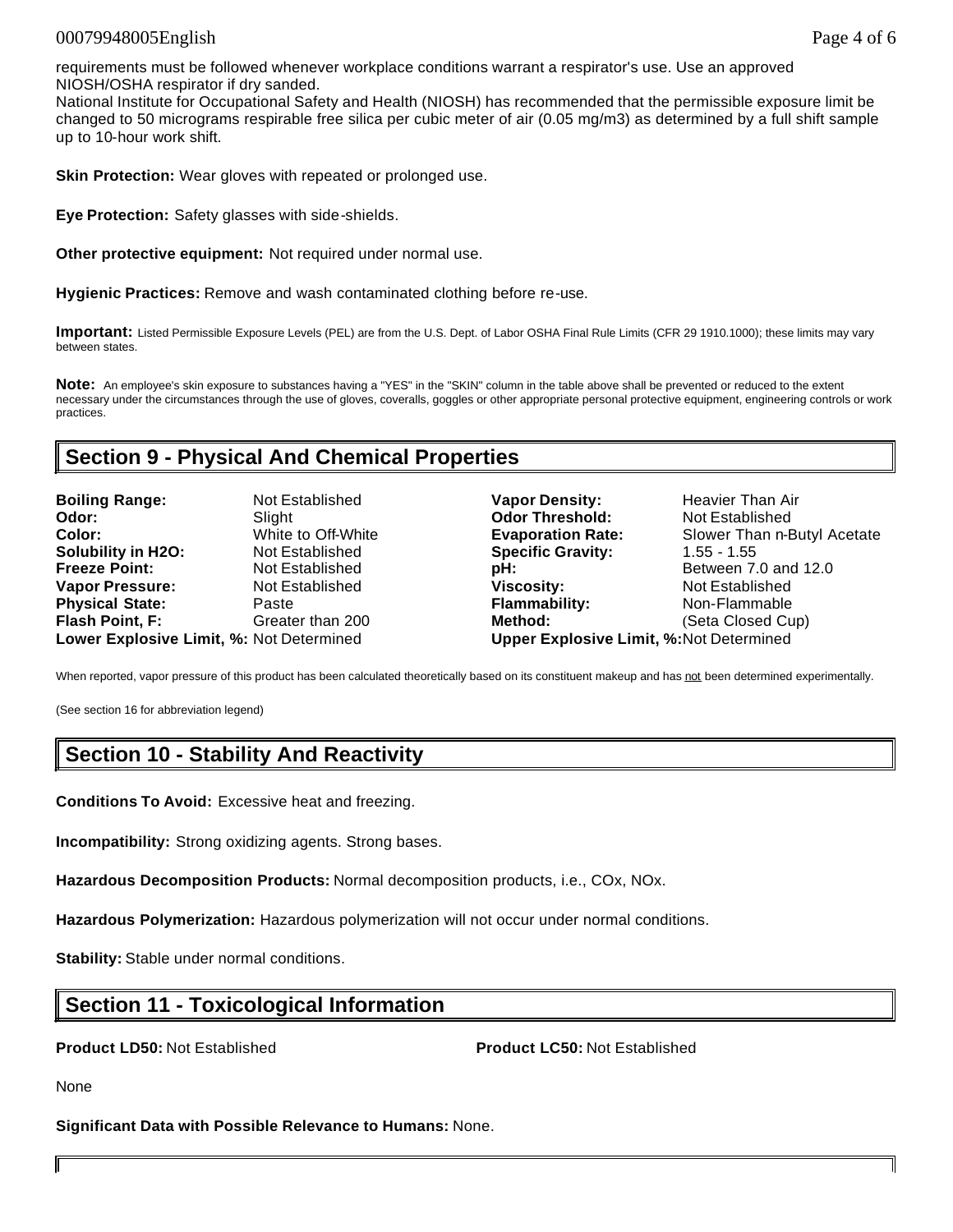requirements must be followed whenever workplace conditions warrant a respirator's use. Use an approved NIOSH/OSHA respirator if dry sanded.
National Institute for Occupational Safety and Health (NIOSH) has recommended that the permissible exposure limit be changed to 50 micrograms respirable free silica per cubic meter of air (0.05 mg/m3) as determined by a full shift sample up to 10-hour work shift.

**Skin Protection:** Wear gloves with repeated or prolonged use.

**Eye Protection:** Safety glasses with side-shields.

**Other protective equipment:** Not required under normal use.

**Hygienic Practices:** Remove and wash contaminated clothing before re-use.

**Important:** Listed Permissible Exposure Levels (PEL) are from the U.S. Dept. of Labor OSHA Final Rule Limits (CFR 29 1910.1000); these limits may vary between states.

**Note:** An employee's skin exposure to substances having a "YES" in the "SKIN" column in the table above shall be prevented or reduced to the extent necessary under the circumstances through the use of gloves, coveralls, goggles or other appropriate personal protective equipment, engineering controls or work practices.

## Section 9 - Physical And Chemical Properties

| | | | |
|---|---|---|---|
| **Boiling Range:** | Not Established | **Vapor Density:** | Heavier Than Air |
| **Odor:** | Slight | **Odor Threshold:** | Not Established |
| **Color:** | White to Off-White | **Evaporation Rate:** | Slower Than n-Butyl Acetate |
| **Solubility in H2O:** | Not Established | **Specific Gravity:** | 1.55 - 1.55 |
| **Freeze Point:** | Not Established | **pH:** | Between 7.0 and 12.0 |
| **Vapor Pressure:** | Not Established | **Viscosity:** | Not Established |
| **Physical State:** | Paste | **Flammability:** | Non-Flammable |
| **Flash Point, F:** | Greater than 200 | **Method:** | (Seta Closed Cup) |
| **Lower Explosive Limit, %:** | Not Determined | **Upper Explosive Limit, %:** | Not Determined |

When reported, vapor pressure of this product has been calculated theoretically based on its constituent makeup and has not been determined experimentally.

(See section 16 for abbreviation legend)

## Section 10 - Stability And Reactivity

**Conditions To Avoid:** Excessive heat and freezing.

**Incompatibility:** Strong oxidizing agents. Strong bases.

**Hazardous Decomposition Products:** Normal decomposition products, i.e., COx, NOx.

**Hazardous Polymerization:** Hazardous polymerization will not occur under normal conditions.

**Stability:** Stable under normal conditions.

## Section 11 - Toxicological Information

**Product LD50:** Not Established

**Product LC50:** Not Established

None

**Significant Data with Possible Relevance to Humans:** None.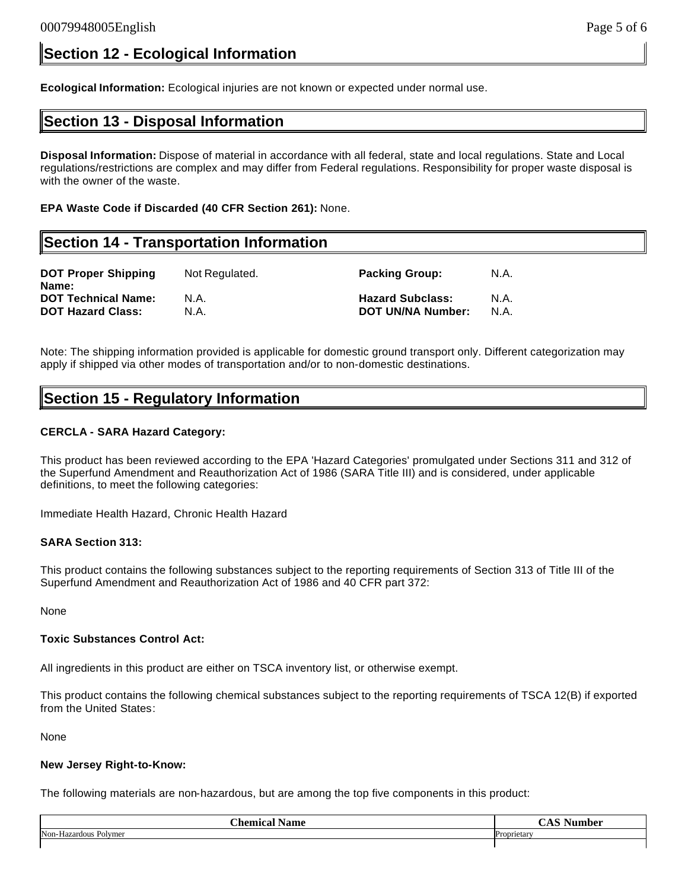## Section 12 - Ecological Information

**Ecological Information:** Ecological injuries are not known or expected under normal use.

## Section 13 - Disposal Information

**Disposal Information:** Dispose of material in accordance with all federal, state and local regulations. State and Local regulations/restrictions are complex and may differ from Federal regulations. Responsibility for proper waste disposal is with the owner of the waste.

**EPA Waste Code if Discarded (40 CFR Section 261):** None.

## Section 14 - Transportation Information

| | | | |
|---|---|---|---|
| **DOT Proper Shipping Name:** | Not Regulated. | **Packing Group:** | N.A. |
| **DOT Technical Name:** | N.A. | **Hazard Subclass:** | N.A. |
| **DOT Hazard Class:** | N.A. | **DOT UN/NA Number:** | N.A. |

Note: The shipping information provided is applicable for domestic ground transport only. Different categorization may apply if shipped via other modes of transportation and/or to non-domestic destinations.

## Section 15 - Regulatory Information

**CERCLA - SARA Hazard Category:**

This product has been reviewed according to the EPA 'Hazard Categories' promulgated under Sections 311 and 312 of the Superfund Amendment and Reauthorization Act of 1986 (SARA Title III) and is considered, under applicable definitions, to meet the following categories:

Immediate Health Hazard, Chronic Health Hazard

**SARA Section 313:**

This product contains the following substances subject to the reporting requirements of Section 313 of Title III of the Superfund Amendment and Reauthorization Act of 1986 and 40 CFR part 372:

None

**Toxic Substances Control Act:**

All ingredients in this product are either on TSCA inventory list, or otherwise exempt.

This product contains the following chemical substances subject to the reporting requirements of TSCA 12(B) if exported from the United States:

None

**New Jersey Right-to-Know:**

The following materials are non-hazardous, but are among the top five components in this product:

| Chemical Name | CAS Number |
|---|---|
| Non-Hazardous Polymer | Proprietary |
| | |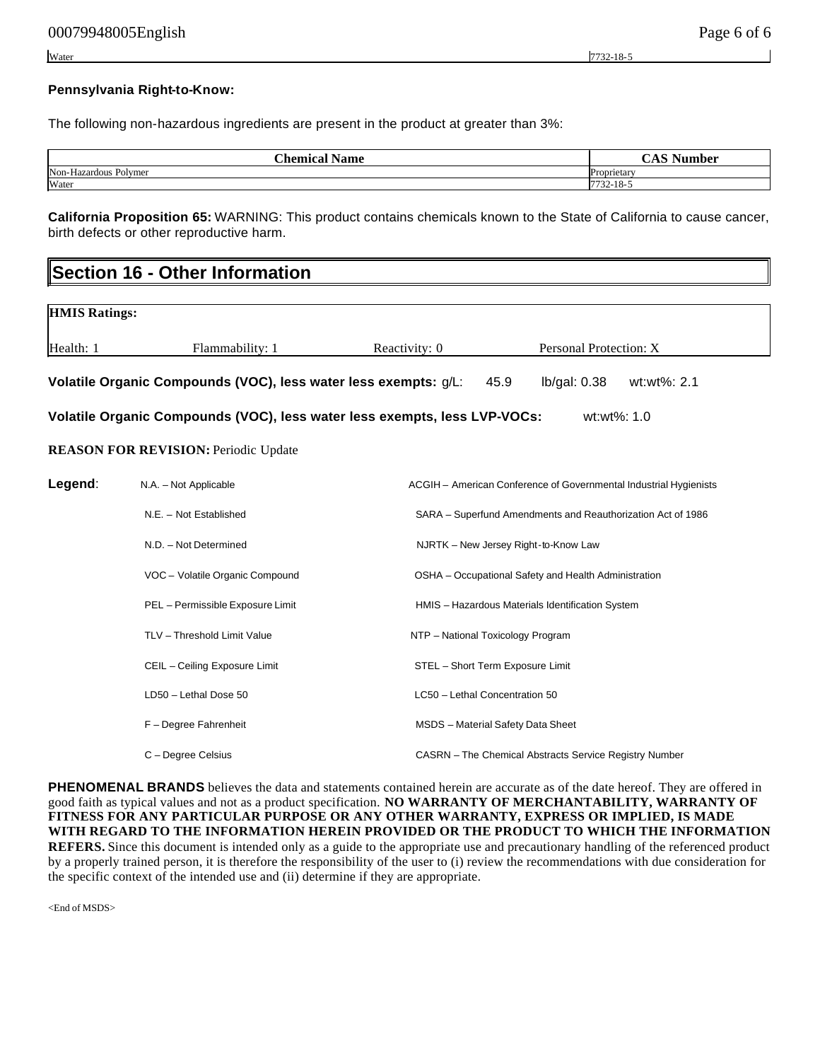| | |
|---|---|
| Water | 7732-18-5 |

**Pennsylvania Right-to-Know:**

The following non-hazardous ingredients are present in the product at greater than 3%:

| Chemical Name | CAS Number |
|---|---|
| Non-Hazardous Polymer | Proprietary |
| Water | 7732-18-5 |

**California Proposition 65:** WARNING: This product contains chemicals known to the State of California to cause cancer, birth defects or other reproductive harm.

## Section 16 - Other Information

| **HMIS Ratings:** | | | |
|---|---|---|---|
| Health: 1 | Flammability: 1 | Reactivity: 0 | Personal Protection: X |

**Volatile Organic Compounds (VOC), less water less exempts:** g/L: 45.9 lb/gal: 0.38 wt:wt%: 2.1

**Volatile Organic Compounds (VOC), less water less exempts, less LVP-VOCs:** wt:wt%: 1.0

**REASON FOR REVISION:** Periodic Update

**Legend**:

| | |
|---|---|
| N.A. – Not Applicable | ACGIH – American Conference of Governmental Industrial Hygienists |
| N.E. – Not Established | SARA – Superfund Amendments and Reauthorization Act of 1986 |
| N.D. – Not Determined | NJRTK – New Jersey Right-to-Know Law |
| VOC – Volatile Organic Compound | OSHA – Occupational Safety and Health Administration |
| PEL – Permissible Exposure Limit | HMIS – Hazardous Materials Identification System |
| TLV – Threshold Limit Value | NTP – National Toxicology Program |
| CEIL – Ceiling Exposure Limit | STEL – Short Term Exposure Limit |
| LD50 – Lethal Dose 50 | LC50 – Lethal Concentration 50 |
| F – Degree Fahrenheit | MSDS – Material Safety Data Sheet |
| C – Degree Celsius | CASRN – The Chemical Abstracts Service Registry Number |

**PHENOMENAL BRANDS** believes the data and statements contained herein are accurate as of the date hereof. They are offered in good faith as typical values and not as a product specification. **NO WARRANTY OF MERCHANTABILITY, WARRANTY OF FITNESS FOR ANY PARTICULAR PURPOSE OR ANY OTHER WARRANTY, EXPRESS OR IMPLIED, IS MADE WITH REGARD TO THE INFORMATION HEREIN PROVIDED OR THE PRODUCT TO WHICH THE INFORMATION REFERS.** Since this document is intended only as a guide to the appropriate use and precautionary handling of the referenced product by a properly trained person, it is therefore the responsibility of the user to (i) review the recommendations with due consideration for the specific context of the intended use and (ii) determine if they are appropriate.

<End of MSDS>